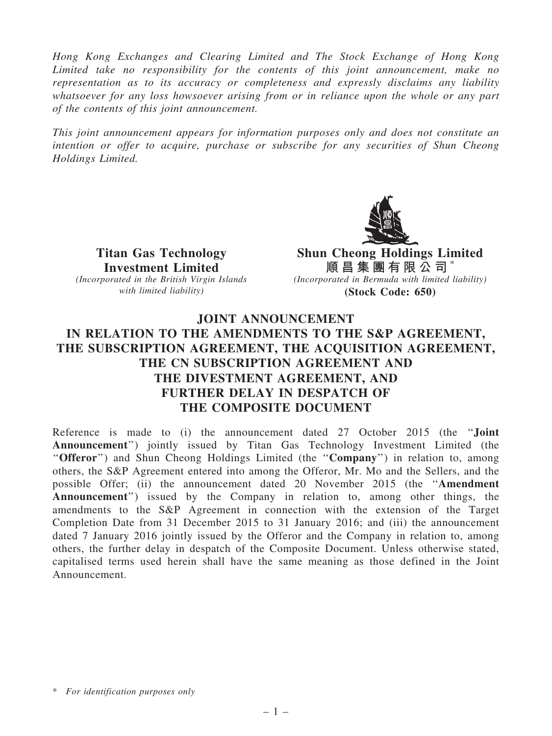*Hong Kong Exchanges and Clearing Limited and The Stock Exchange of Hong Kong Limited take no responsibility for the contents of this joint announcement, make no representation as to its accuracy or completeness and expressly disclaims any liability whatsoever for any loss howsoever arising from or in reliance upon the whole or any part of the contents of this joint announcement.*

*This joint announcement appears for information purposes only and does not constitute an intention or offer to acquire, purchase or subscribe for any securities of Shun Cheong Holdings Limited.*

**Titan Gas Technology Investment Limited**
*(Incorporated in the British Virgin Islands with limited liability)*

**Shun Cheong Holdings Limited**
**順昌集團有限公司** *
*(Incorporated in Bermuda with limited liability)*
**(Stock Code: 650)**

# JOINT ANNOUNCEMENT IN RELATION TO THE AMENDMENTS TO THE S&P AGREEMENT, THE SUBSCRIPTION AGREEMENT, THE ACQUISITION AGREEMENT, THE CN SUBSCRIPTION AGREEMENT AND THE DIVESTMENT AGREEMENT, AND FURTHER DELAY IN DESPATCH OF THE COMPOSITE DOCUMENT

Reference is made to (i) the announcement dated 27 October 2015 (the "**Joint Announcement**") jointly issued by Titan Gas Technology Investment Limited (the "**Offeror**") and Shun Cheong Holdings Limited (the "**Company**") in relation to, among others, the S&P Agreement entered into among the Offeror, Mr. Mo and the Sellers, and the possible Offer; (ii) the announcement dated 20 November 2015 (the "**Amendment Announcement**") issued by the Company in relation to, among other things, the amendments to the S&P Agreement in connection with the extension of the Target Completion Date from 31 December 2015 to 31 January 2016; and (iii) the announcement dated 7 January 2016 jointly issued by the Offeror and the Company in relation to, among others, the further delay in despatch of the Composite Document. Unless otherwise stated, capitalised terms used herein shall have the same meaning as those defined in the Joint Announcement.

\* *For identification purposes only*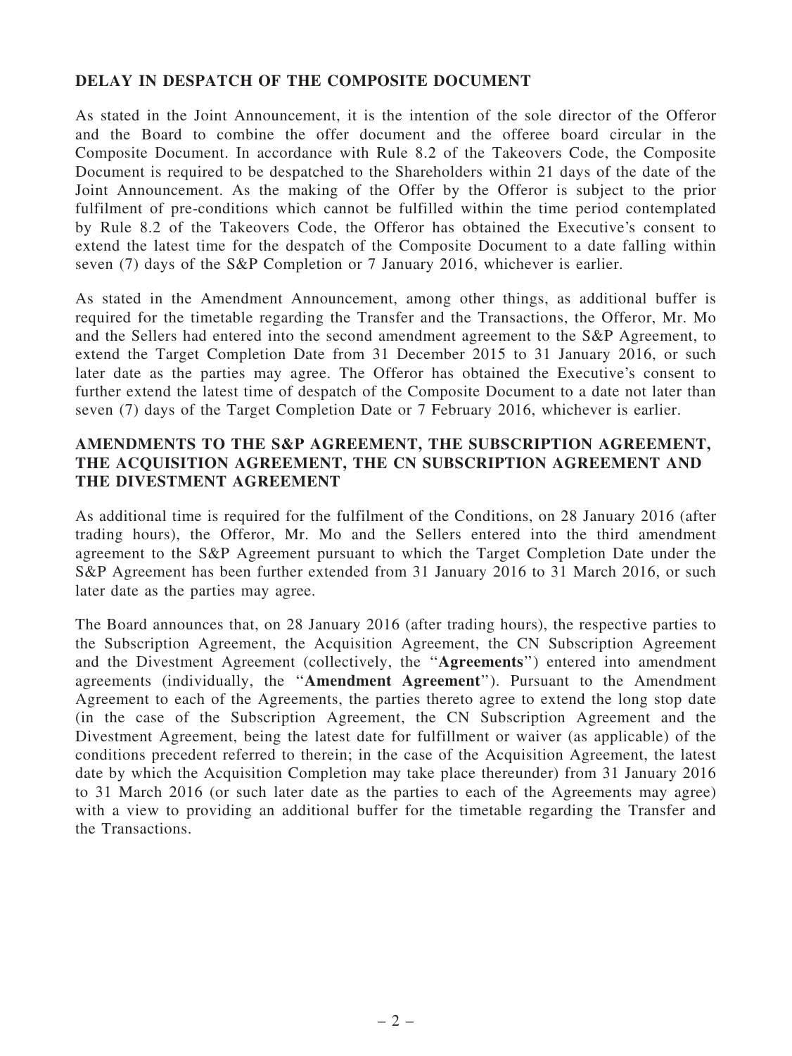## DELAY IN DESPATCH OF THE COMPOSITE DOCUMENT

As stated in the Joint Announcement, it is the intention of the sole director of the Offeror and the Board to combine the offer document and the offeree board circular in the Composite Document. In accordance with Rule 8.2 of the Takeovers Code, the Composite Document is required to be despatched to the Shareholders within 21 days of the date of the Joint Announcement. As the making of the Offer by the Offeror is subject to the prior fulfilment of pre-conditions which cannot be fulfilled within the time period contemplated by Rule 8.2 of the Takeovers Code, the Offeror has obtained the Executive's consent to extend the latest time for the despatch of the Composite Document to a date falling within seven (7) days of the S&P Completion or 7 January 2016, whichever is earlier.

As stated in the Amendment Announcement, among other things, as additional buffer is required for the timetable regarding the Transfer and the Transactions, the Offeror, Mr. Mo and the Sellers had entered into the second amendment agreement to the S&P Agreement, to extend the Target Completion Date from 31 December 2015 to 31 January 2016, or such later date as the parties may agree. The Offeror has obtained the Executive's consent to further extend the latest time of despatch of the Composite Document to a date not later than seven (7) days of the Target Completion Date or 7 February 2016, whichever is earlier.

## AMENDMENTS TO THE S&P AGREEMENT, THE SUBSCRIPTION AGREEMENT, THE ACQUISITION AGREEMENT, THE CN SUBSCRIPTION AGREEMENT AND THE DIVESTMENT AGREEMENT

As additional time is required for the fulfilment of the Conditions, on 28 January 2016 (after trading hours), the Offeror, Mr. Mo and the Sellers entered into the third amendment agreement to the S&P Agreement pursuant to which the Target Completion Date under the S&P Agreement has been further extended from 31 January 2016 to 31 March 2016, or such later date as the parties may agree.

The Board announces that, on 28 January 2016 (after trading hours), the respective parties to the Subscription Agreement, the Acquisition Agreement, the CN Subscription Agreement and the Divestment Agreement (collectively, the "**Agreements**") entered into amendment agreements (individually, the "**Amendment Agreement**"). Pursuant to the Amendment Agreement to each of the Agreements, the parties thereto agree to extend the long stop date (in the case of the Subscription Agreement, the CN Subscription Agreement and the Divestment Agreement, being the latest date for fulfillment or waiver (as applicable) of the conditions precedent referred to therein; in the case of the Acquisition Agreement, the latest date by which the Acquisition Completion may take place thereunder) from 31 January 2016 to 31 March 2016 (or such later date as the parties to each of the Agreements may agree) with a view to providing an additional buffer for the timetable regarding the Transfer and the Transactions.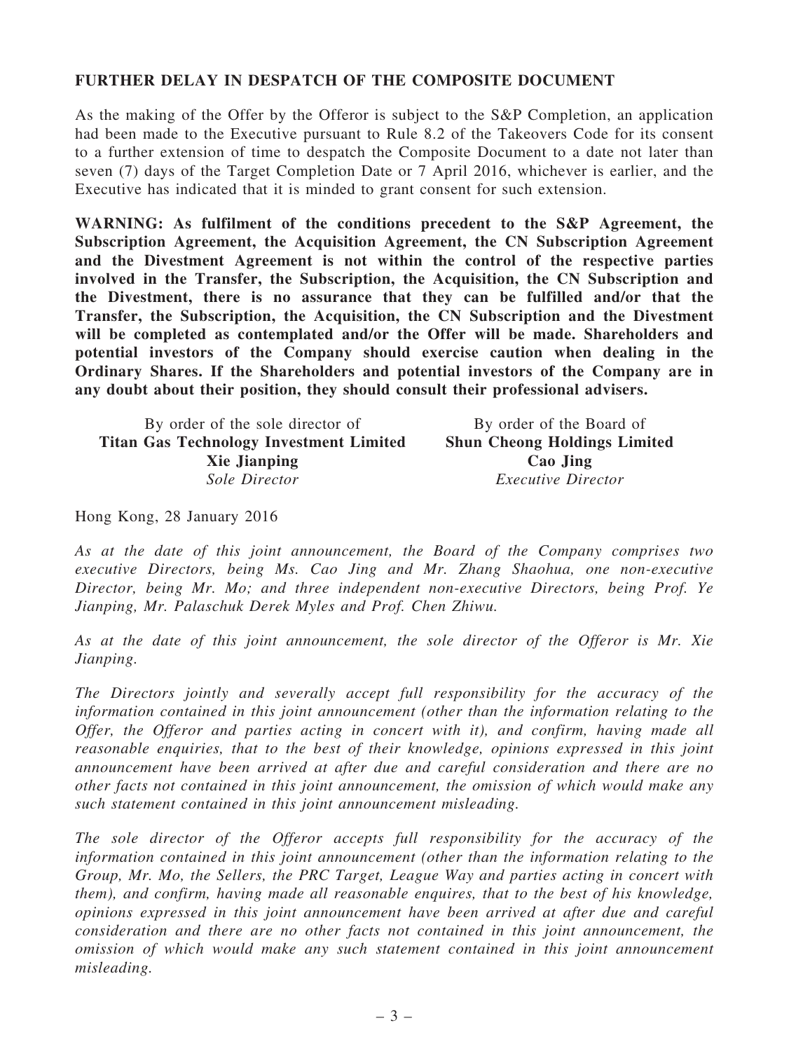## FURTHER DELAY IN DESPATCH OF THE COMPOSITE DOCUMENT

As the making of the Offer by the Offeror is subject to the S&P Completion, an application had been made to the Executive pursuant to Rule 8.2 of the Takeovers Code for its consent to a further extension of time to despatch the Composite Document to a date not later than seven (7) days of the Target Completion Date or 7 April 2016, whichever is earlier, and the Executive has indicated that it is minded to grant consent for such extension.

**WARNING: As fulfilment of the conditions precedent to the S&P Agreement, the Subscription Agreement, the Acquisition Agreement, the CN Subscription Agreement and the Divestment Agreement is not within the control of the respective parties involved in the Transfer, the Subscription, the Acquisition, the CN Subscription and the Divestment, there is no assurance that they can be fulfilled and/or that the Transfer, the Subscription, the Acquisition, the CN Subscription and the Divestment will be completed as contemplated and/or the Offer will be made. Shareholders and potential investors of the Company should exercise caution when dealing in the Ordinary Shares. If the Shareholders and potential investors of the Company are in any doubt about their position, they should consult their professional advisers.**

By order of the sole director of
**Titan Gas Technology Investment Limited**
**Xie Jianping**
*Sole Director*

By order of the Board of
**Shun Cheong Holdings Limited**
**Cao Jing**
*Executive Director*

Hong Kong, 28 January 2016

*As at the date of this joint announcement, the Board of the Company comprises two executive Directors, being Ms. Cao Jing and Mr. Zhang Shaohua, one non-executive Director, being Mr. Mo; and three independent non-executive Directors, being Prof. Ye Jianping, Mr. Palaschuk Derek Myles and Prof. Chen Zhiwu.*

*As at the date of this joint announcement, the sole director of the Offeror is Mr. Xie Jianping.*

*The Directors jointly and severally accept full responsibility for the accuracy of the information contained in this joint announcement (other than the information relating to the Offer, the Offeror and parties acting in concert with it), and confirm, having made all reasonable enquiries, that to the best of their knowledge, opinions expressed in this joint announcement have been arrived at after due and careful consideration and there are no other facts not contained in this joint announcement, the omission of which would make any such statement contained in this joint announcement misleading.*

*The sole director of the Offeror accepts full responsibility for the accuracy of the information contained in this joint announcement (other than the information relating to the Group, Mr. Mo, the Sellers, the PRC Target, League Way and parties acting in concert with them), and confirm, having made all reasonable enquires, that to the best of his knowledge, opinions expressed in this joint announcement have been arrived at after due and careful consideration and there are no other facts not contained in this joint announcement, the omission of which would make any such statement contained in this joint announcement misleading.*